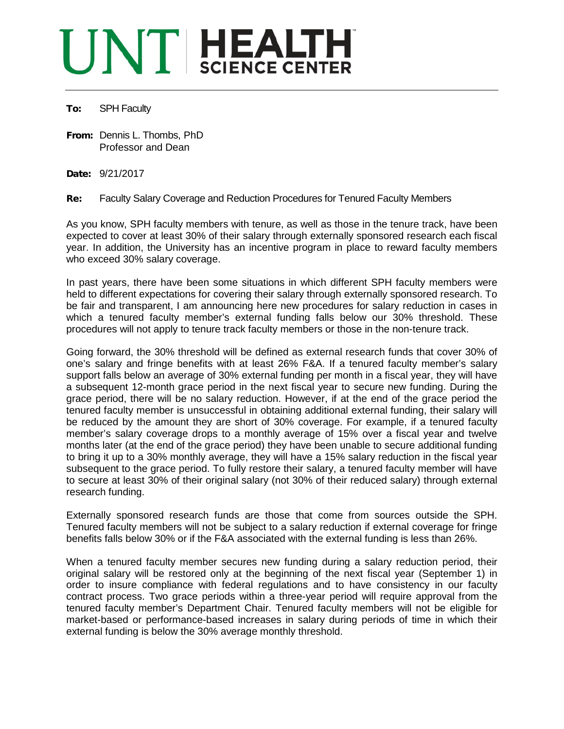# UNT HEALTH SCIENCE CENTER

---

**To:** SPH Faculty

**From:** Dennis L. Thombs, PhD
Professor and Dean

**Date:** 9/21/2017

**Re:** Faculty Salary Coverage and Reduction Procedures for Tenured Faculty Members

As you know, SPH faculty members with tenure, as well as those in the tenure track, have been expected to cover at least 30% of their salary through externally sponsored research each fiscal year. In addition, the University has an incentive program in place to reward faculty members who exceed 30% salary coverage.

In past years, there have been some situations in which different SPH faculty members were held to different expectations for covering their salary through externally sponsored research. To be fair and transparent, I am announcing here new procedures for salary reduction in cases in which a tenured faculty member's external funding falls below our 30% threshold. These procedures will not apply to tenure track faculty members or those in the non-tenure track.

Going forward, the 30% threshold will be defined as external research funds that cover 30% of one's salary and fringe benefits with at least 26% F&A. If a tenured faculty member's salary support falls below an average of 30% external funding per month in a fiscal year, they will have a subsequent 12-month grace period in the next fiscal year to secure new funding. During the grace period, there will be no salary reduction. However, if at the end of the grace period the tenured faculty member is unsuccessful in obtaining additional external funding, their salary will be reduced by the amount they are short of 30% coverage. For example, if a tenured faculty member's salary coverage drops to a monthly average of 15% over a fiscal year and twelve months later (at the end of the grace period) they have been unable to secure additional funding to bring it up to a 30% monthly average, they will have a 15% salary reduction in the fiscal year subsequent to the grace period. To fully restore their salary, a tenured faculty member will have to secure at least 30% of their original salary (not 30% of their reduced salary) through external research funding.

Externally sponsored research funds are those that come from sources outside the SPH. Tenured faculty members will not be subject to a salary reduction if external coverage for fringe benefits falls below 30% or if the F&A associated with the external funding is less than 26%.

When a tenured faculty member secures new funding during a salary reduction period, their original salary will be restored only at the beginning of the next fiscal year (September 1) in order to insure compliance with federal regulations and to have consistency in our faculty contract process. Two grace periods within a three-year period will require approval from the tenured faculty member's Department Chair. Tenured faculty members will not be eligible for market-based or performance-based increases in salary during periods of time in which their external funding is below the 30% average monthly threshold.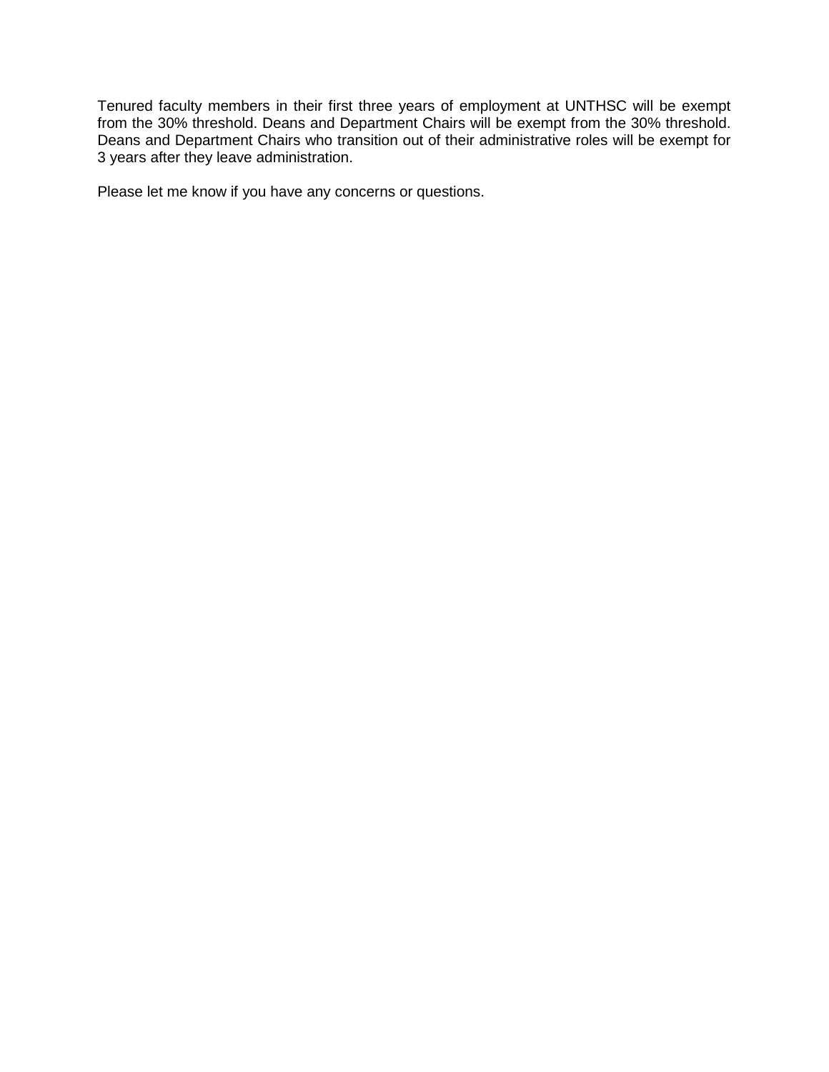Tenured faculty members in their first three years of employment at UNTHSC will be exempt from the 30% threshold. Deans and Department Chairs will be exempt from the 30% threshold. Deans and Department Chairs who transition out of their administrative roles will be exempt for 3 years after they leave administration.

Please let me know if you have any concerns or questions.